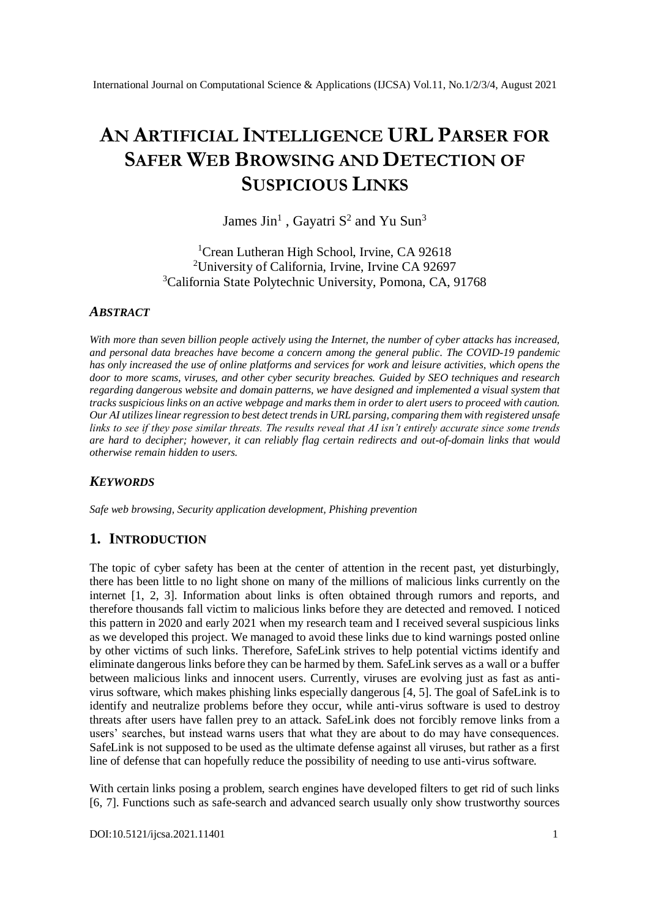# AN ARTIFICIAL INTELLIGENCE URL PARSER FOR SAFER WEB BROWSING AND DETECTION OF SUSPICIOUS LINKS

James Jin[1] , Gayatri S[2] and Yu Sun[3]

[1]Crean Lutheran High School, Irvine, CA 92618
[2]University of California, Irvine, Irvine CA 92697
[3]California State Polytechnic University, Pomona, CA, 91768

### *ABSTRACT*

*With more than seven billion people actively using the Internet, the number of cyber attacks has increased, and personal data breaches have become a concern among the general public. The COVID-19 pandemic has only increased the use of online platforms and services for work and leisure activities, which opens the door to more scams, viruses, and other cyber security breaches. Guided by SEO techniques and research regarding dangerous website and domain patterns, we have designed and implemented a visual system that tracks suspicious links on an active webpage and marks them in order to alert users to proceed with caution. Our AI utilizes linear regression to best detect trends in URL parsing, comparing them with registered unsafe links to see if they pose similar threats. The results reveal that AI isn't entirely accurate since some trends are hard to decipher; however, it can reliably flag certain redirects and out-of-domain links that would otherwise remain hidden to users.*

### *KEYWORDS*

*Safe web browsing, Security application development, Phishing prevention*

## 1. INTRODUCTION

The topic of cyber safety has been at the center of attention in the recent past, yet disturbingly, there has been little to no light shone on many of the millions of malicious links currently on the internet [1, 2, 3]. Information about links is often obtained through rumors and reports, and therefore thousands fall victim to malicious links before they are detected and removed. I noticed this pattern in 2020 and early 2021 when my research team and I received several suspicious links as we developed this project. We managed to avoid these links due to kind warnings posted online by other victims of such links. Therefore, SafeLink strives to help potential victims identify and eliminate dangerous links before they can be harmed by them. SafeLink serves as a wall or a buffer between malicious links and innocent users. Currently, viruses are evolving just as fast as anti-virus software, which makes phishing links especially dangerous [4, 5]. The goal of SafeLink is to identify and neutralize problems before they occur, while anti-virus software is used to destroy threats after users have fallen prey to an attack. SafeLink does not forcibly remove links from a users' searches, but instead warns users that what they are about to do may have consequences. SafeLink is not supposed to be used as the ultimate defense against all viruses, but rather as a first line of defense that can hopefully reduce the possibility of needing to use anti-virus software.

With certain links posing a problem, search engines have developed filters to get rid of such links [6, 7]. Functions such as safe-search and advanced search usually only show trustworthy sources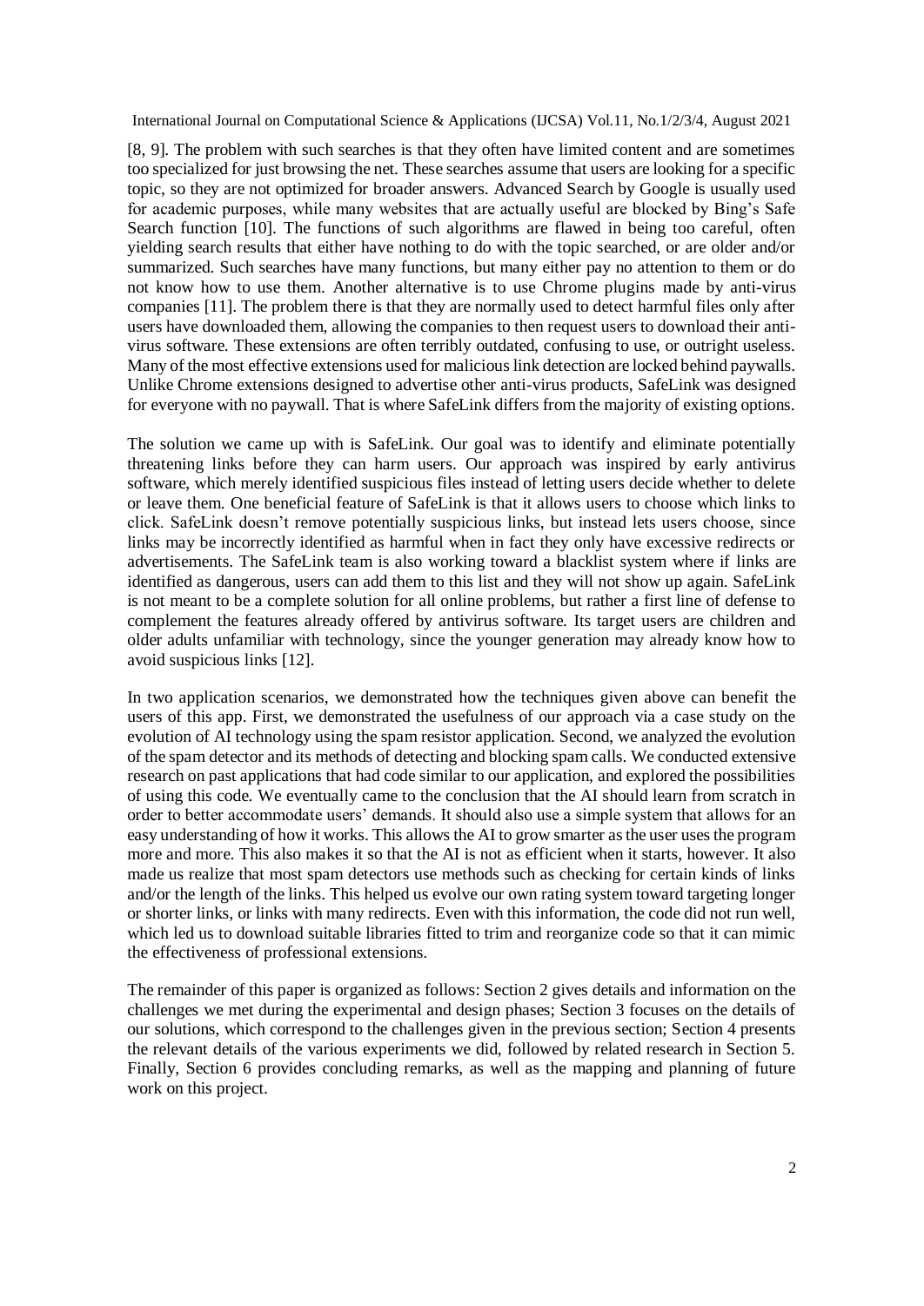[8, 9]. The problem with such searches is that they often have limited content and are sometimes too specialized for just browsing the net. These searches assume that users are looking for a specific topic, so they are not optimized for broader answers. Advanced Search by Google is usually used for academic purposes, while many websites that are actually useful are blocked by Bing's Safe Search function [10]. The functions of such algorithms are flawed in being too careful, often yielding search results that either have nothing to do with the topic searched, or are older and/or summarized. Such searches have many functions, but many either pay no attention to them or do not know how to use them. Another alternative is to use Chrome plugins made by anti-virus companies [11]. The problem there is that they are normally used to detect harmful files only after users have downloaded them, allowing the companies to then request users to download their anti-virus software. These extensions are often terribly outdated, confusing to use, or outright useless. Many of the most effective extensions used for malicious link detection are locked behind paywalls. Unlike Chrome extensions designed to advertise other anti-virus products, SafeLink was designed for everyone with no paywall. That is where SafeLink differs from the majority of existing options.

The solution we came up with is SafeLink. Our goal was to identify and eliminate potentially threatening links before they can harm users. Our approach was inspired by early antivirus software, which merely identified suspicious files instead of letting users decide whether to delete or leave them. One beneficial feature of SafeLink is that it allows users to choose which links to click. SafeLink doesn't remove potentially suspicious links, but instead lets users choose, since links may be incorrectly identified as harmful when in fact they only have excessive redirects or advertisements. The SafeLink team is also working toward a blacklist system where if links are identified as dangerous, users can add them to this list and they will not show up again. SafeLink is not meant to be a complete solution for all online problems, but rather a first line of defense to complement the features already offered by antivirus software. Its target users are children and older adults unfamiliar with technology, since the younger generation may already know how to avoid suspicious links [12].

In two application scenarios, we demonstrated how the techniques given above can benefit the users of this app. First, we demonstrated the usefulness of our approach via a case study on the evolution of AI technology using the spam resistor application. Second, we analyzed the evolution of the spam detector and its methods of detecting and blocking spam calls. We conducted extensive research on past applications that had code similar to our application, and explored the possibilities of using this code. We eventually came to the conclusion that the AI should learn from scratch in order to better accommodate users' demands. It should also use a simple system that allows for an easy understanding of how it works. This allows the AI to grow smarter as the user uses the program more and more. This also makes it so that the AI is not as efficient when it starts, however. It also made us realize that most spam detectors use methods such as checking for certain kinds of links and/or the length of the links. This helped us evolve our own rating system toward targeting longer or shorter links, or links with many redirects. Even with this information, the code did not run well, which led us to download suitable libraries fitted to trim and reorganize code so that it can mimic the effectiveness of professional extensions.

The remainder of this paper is organized as follows: Section 2 gives details and information on the challenges we met during the experimental and design phases; Section 3 focuses on the details of our solutions, which correspond to the challenges given in the previous section; Section 4 presents the relevant details of the various experiments we did, followed by related research in Section 5. Finally, Section 6 provides concluding remarks, as well as the mapping and planning of future work on this project.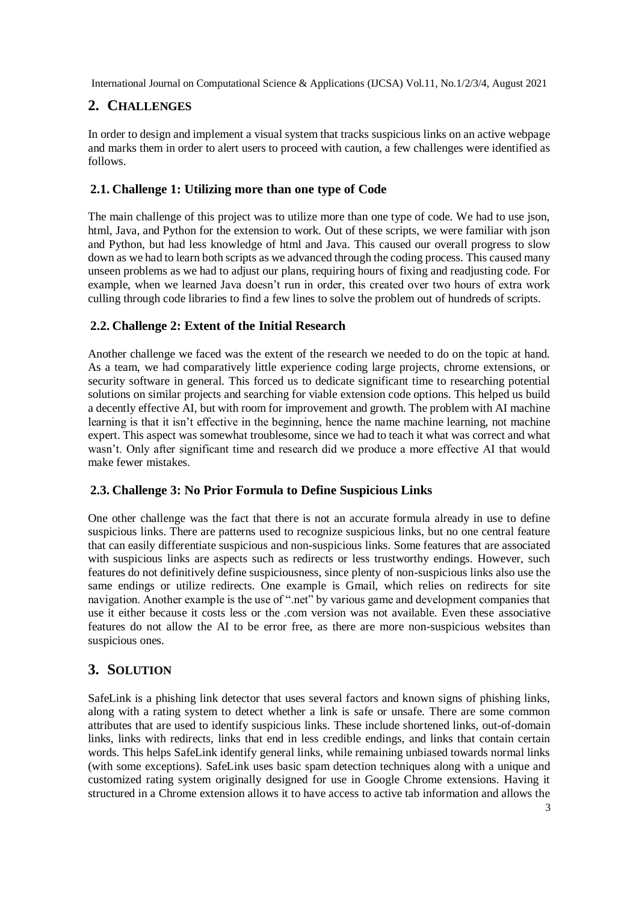## 2. CHALLENGES

In order to design and implement a visual system that tracks suspicious links on an active webpage and marks them in order to alert users to proceed with caution, a few challenges were identified as follows.

### 2.1. Challenge 1: Utilizing more than one type of Code

The main challenge of this project was to utilize more than one type of code. We had to use json, html, Java, and Python for the extension to work. Out of these scripts, we were familiar with json and Python, but had less knowledge of html and Java. This caused our overall progress to slow down as we had to learn both scripts as we advanced through the coding process. This caused many unseen problems as we had to adjust our plans, requiring hours of fixing and readjusting code. For example, when we learned Java doesn't run in order, this created over two hours of extra work culling through code libraries to find a few lines to solve the problem out of hundreds of scripts.

### 2.2. Challenge 2: Extent of the Initial Research

Another challenge we faced was the extent of the research we needed to do on the topic at hand. As a team, we had comparatively little experience coding large projects, chrome extensions, or security software in general. This forced us to dedicate significant time to researching potential solutions on similar projects and searching for viable extension code options. This helped us build a decently effective AI, but with room for improvement and growth. The problem with AI machine learning is that it isn't effective in the beginning, hence the name machine learning, not machine expert. This aspect was somewhat troublesome, since we had to teach it what was correct and what wasn't. Only after significant time and research did we produce a more effective AI that would make fewer mistakes.

### 2.3. Challenge 3: No Prior Formula to Define Suspicious Links

One other challenge was the fact that there is not an accurate formula already in use to define suspicious links. There are patterns used to recognize suspicious links, but no one central feature that can easily differentiate suspicious and non-suspicious links. Some features that are associated with suspicious links are aspects such as redirects or less trustworthy endings. However, such features do not definitively define suspiciousness, since plenty of non-suspicious links also use the same endings or utilize redirects. One example is Gmail, which relies on redirects for site navigation. Another example is the use of ".net" by various game and development companies that use it either because it costs less or the .com version was not available. Even these associative features do not allow the AI to be error free, as there are more non-suspicious websites than suspicious ones.

## 3. SOLUTION

SafeLink is a phishing link detector that uses several factors and known signs of phishing links, along with a rating system to detect whether a link is safe or unsafe. There are some common attributes that are used to identify suspicious links. These include shortened links, out-of-domain links, links with redirects, links that end in less credible endings, and links that contain certain words. This helps SafeLink identify general links, while remaining unbiased towards normal links (with some exceptions). SafeLink uses basic spam detection techniques along with a unique and customized rating system originally designed for use in Google Chrome extensions. Having it structured in a Chrome extension allows it to have access to active tab information and allows the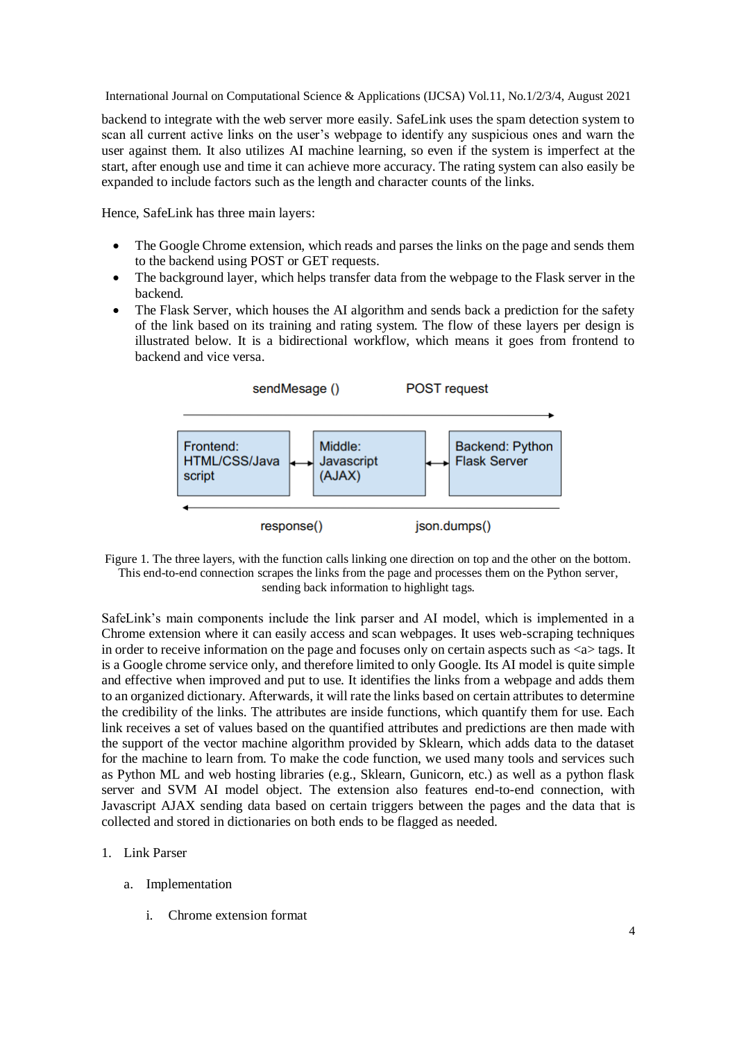backend to integrate with the web server more easily. SafeLink uses the spam detection system to scan all current active links on the user's webpage to identify any suspicious ones and warn the user against them. It also utilizes AI machine learning, so even if the system is imperfect at the start, after enough use and time it can achieve more accuracy. The rating system can also easily be expanded to include factors such as the length and character counts of the links.

Hence, SafeLink has three main layers:

- The Google Chrome extension, which reads and parses the links on the page and sends them to the backend using POST or GET requests.
- The background layer, which helps transfer data from the webpage to the Flask server in the backend.
- The Flask Server, which houses the AI algorithm and sends back a prediction for the safety of the link based on its training and rating system. The flow of these layers per design is illustrated below. It is a bidirectional workflow, which means it goes from frontend to backend and vice versa.

sendMesage () POST request

Frontend: HTML/CSS/Javascript ↔ Middle: Javascript (AJAX) ↔ Backend: Python Flask Server

response() json.dumps()

Figure 1. The three layers, with the function calls linking one direction on top and the other on the bottom. This end-to-end connection scrapes the links from the page and processes them on the Python server, sending back information to highlight tags.

SafeLink's main components include the link parser and AI model, which is implemented in a Chrome extension where it can easily access and scan webpages. It uses web-scraping techniques in order to receive information on the page and focuses only on certain aspects such as <a> tags. It is a Google chrome service only, and therefore limited to only Google. Its AI model is quite simple and effective when improved and put to use. It identifies the links from a webpage and adds them to an organized dictionary. Afterwards, it will rate the links based on certain attributes to determine the credibility of the links. The attributes are inside functions, which quantify them for use. Each link receives a set of values based on the quantified attributes and predictions are then made with the support of the vector machine algorithm provided by Sklearn, which adds data to the dataset for the machine to learn from. To make the code function, we used many tools and services such as Python ML and web hosting libraries (e.g., Sklearn, Gunicorn, etc.) as well as a python flask server and SVM AI model object. The extension also features end-to-end connection, with Javascript AJAX sending data based on certain triggers between the pages and the data that is collected and stored in dictionaries on both ends to be flagged as needed.

1. Link Parser

   a. Implementation

      i. Chrome extension format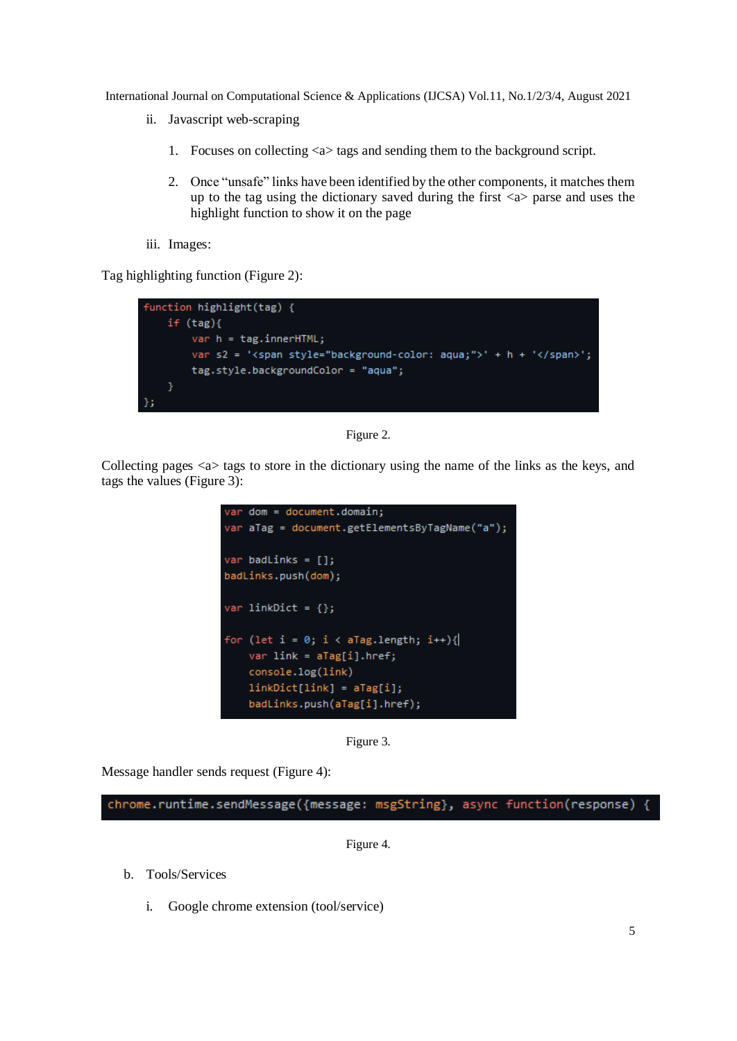ii. Javascript web-scraping

1. Focuses on collecting <a> tags and sending them to the background script.

2. Once "unsafe" links have been identified by the other components, it matches them up to the tag using the dictionary saved during the first <a> parse and uses the highlight function to show it on the page

iii. Images:

Tag highlighting function (Figure 2):

```
function highlight(tag) {
    if (tag){
        var h = tag.innerHTML;
        var s2 = '<span style="background-color: aqua;">' + h + '</span>';
        tag.style.backgroundColor = "aqua";
    }
};
```

Figure 2.

Collecting pages <a> tags to store in the dictionary using the name of the links as the keys, and tags the values (Figure 3):

```
var dom = document.domain;
var aTag = document.getElementsByTagName("a");

var badLinks = [];
badLinks.push(dom);

var linkDict = {};

for (let i = 0; i < aTag.length; i++){
    var link = aTag[i].href;
    console.log(link)
    linkDict[link] = aTag[i];
    badLinks.push(aTag[i].href);
```

Figure 3.

Message handler sends request (Figure 4):

```
chrome.runtime.sendMessage({message: msgString}, async function(response) {
```

Figure 4.

b. Tools/Services

i. Google chrome extension (tool/service)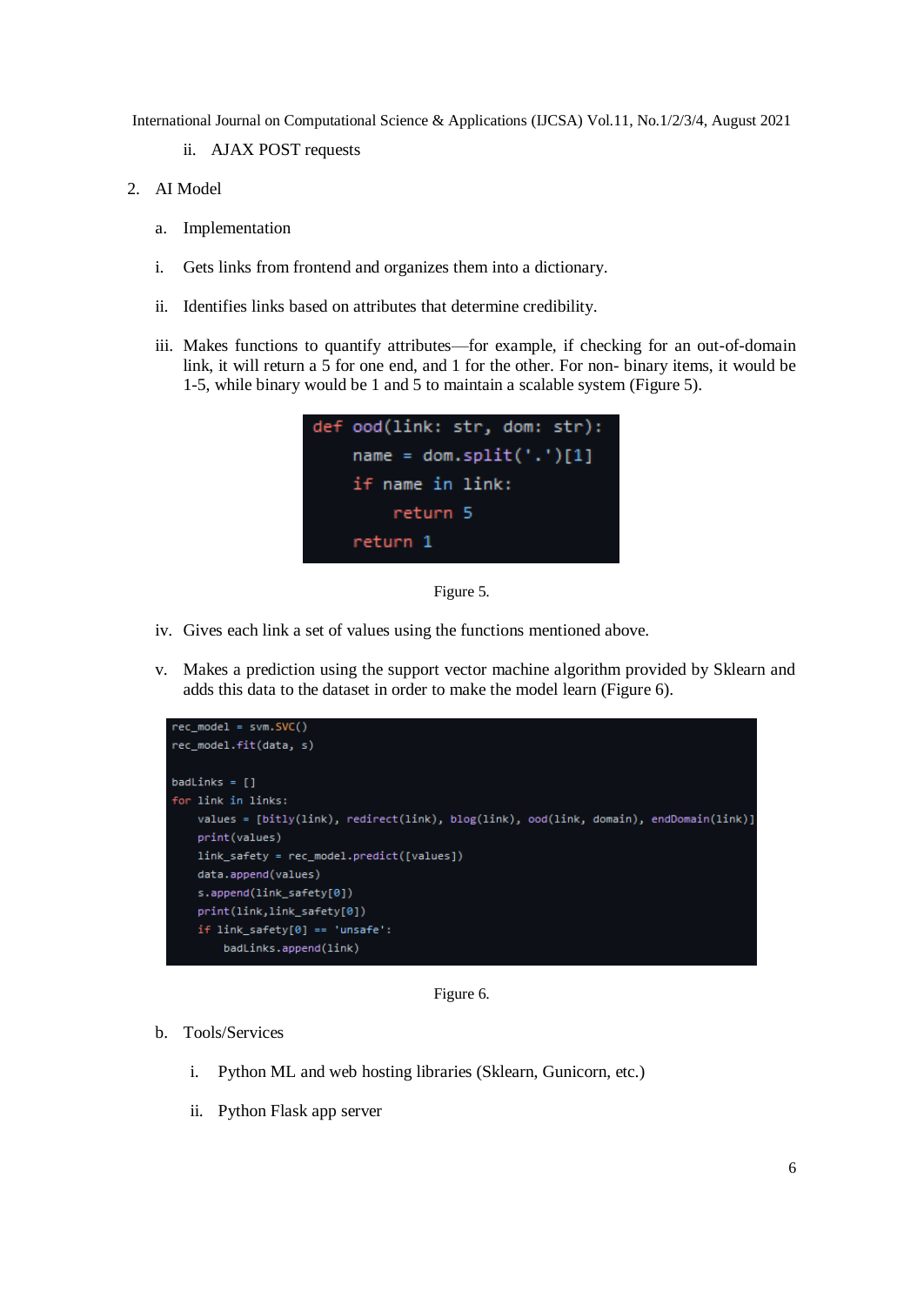ii. AJAX POST requests

2. AI Model

   a. Implementation

   i. Gets links from frontend and organizes them into a dictionary.

   ii. Identifies links based on attributes that determine credibility.

   iii. Makes functions to quantify attributes—for example, if checking for an out-of-domain link, it will return a 5 for one end, and 1 for the other. For non- binary items, it would be 1-5, while binary would be 1 and 5 to maintain a scalable system (Figure 5).

```python
def ood(link: str, dom: str):
    name = dom.split('.')[1]
    if name in link:
        return 5
    return 1
```

Figure 5.

   iv. Gives each link a set of values using the functions mentioned above.

   v. Makes a prediction using the support vector machine algorithm provided by Sklearn and adds this data to the dataset in order to make the model learn (Figure 6).

```python
rec_model = svm.SVC()
rec_model.fit(data, s)

badLinks = []
for link in links:
    values = [bitly(link), redirect(link), blog(link), ood(link, domain), endDomain(link)]
    print(values)
    link_safety = rec_model.predict([values])
    data.append(values)
    s.append(link_safety[0])
    print(link,link_safety[0])
    if link_safety[0] == 'unsafe':
        badLinks.append(link)
```

Figure 6.

   b. Tools/Services

      i. Python ML and web hosting libraries (Sklearn, Gunicorn, etc.)

      ii. Python Flask app server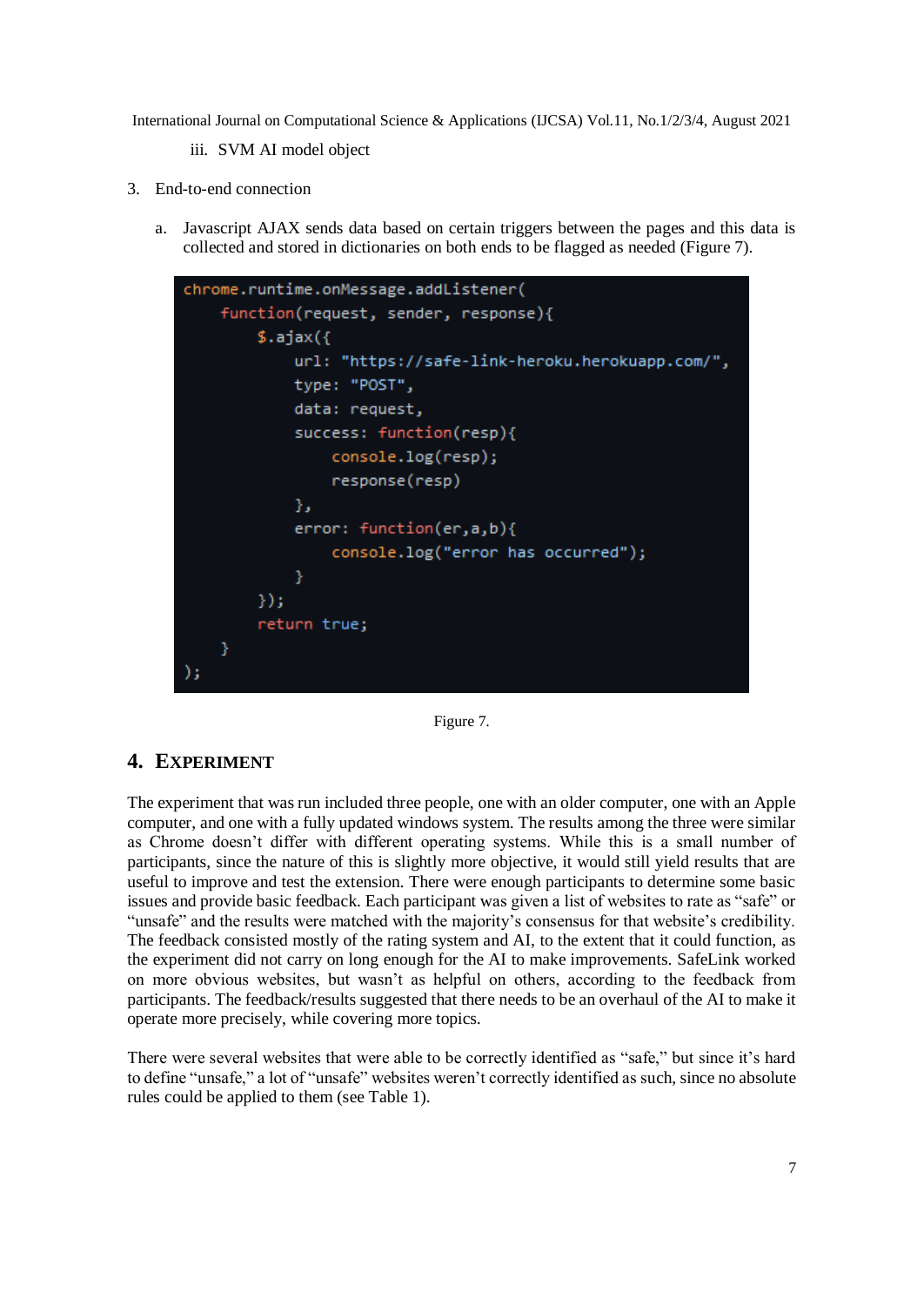iii. SVM AI model object

3. End-to-end connection

   a. Javascript AJAX sends data based on certain triggers between the pages and this data is collected and stored in dictionaries on both ends to be flagged as needed (Figure 7).

```
chrome.runtime.onMessage.addListener(
    function(request, sender, response){
        $.ajax({
            url: "https://safe-link-heroku.herokuapp.com/",
            type: "POST",
            data: request,
            success: function(resp){
                console.log(resp);
                response(resp)
            },
            error: function(er,a,b){
                console.log("error has occurred");
            }
        });
        return true;
    }
);
```

Figure 7.

## 4. EXPERIMENT

The experiment that was run included three people, one with an older computer, one with an Apple computer, and one with a fully updated windows system. The results among the three were similar as Chrome doesn't differ with different operating systems. While this is a small number of participants, since the nature of this is slightly more objective, it would still yield results that are useful to improve and test the extension. There were enough participants to determine some basic issues and provide basic feedback. Each participant was given a list of websites to rate as "safe" or "unsafe" and the results were matched with the majority's consensus for that website's credibility. The feedback consisted mostly of the rating system and AI, to the extent that it could function, as the experiment did not carry on long enough for the AI to make improvements. SafeLink worked on more obvious websites, but wasn't as helpful on others, according to the feedback from participants. The feedback/results suggested that there needs to be an overhaul of the AI to make it operate more precisely, while covering more topics.

There were several websites that were able to be correctly identified as "safe," but since it's hard to define "unsafe," a lot of "unsafe" websites weren't correctly identified as such, since no absolute rules could be applied to them (see Table 1).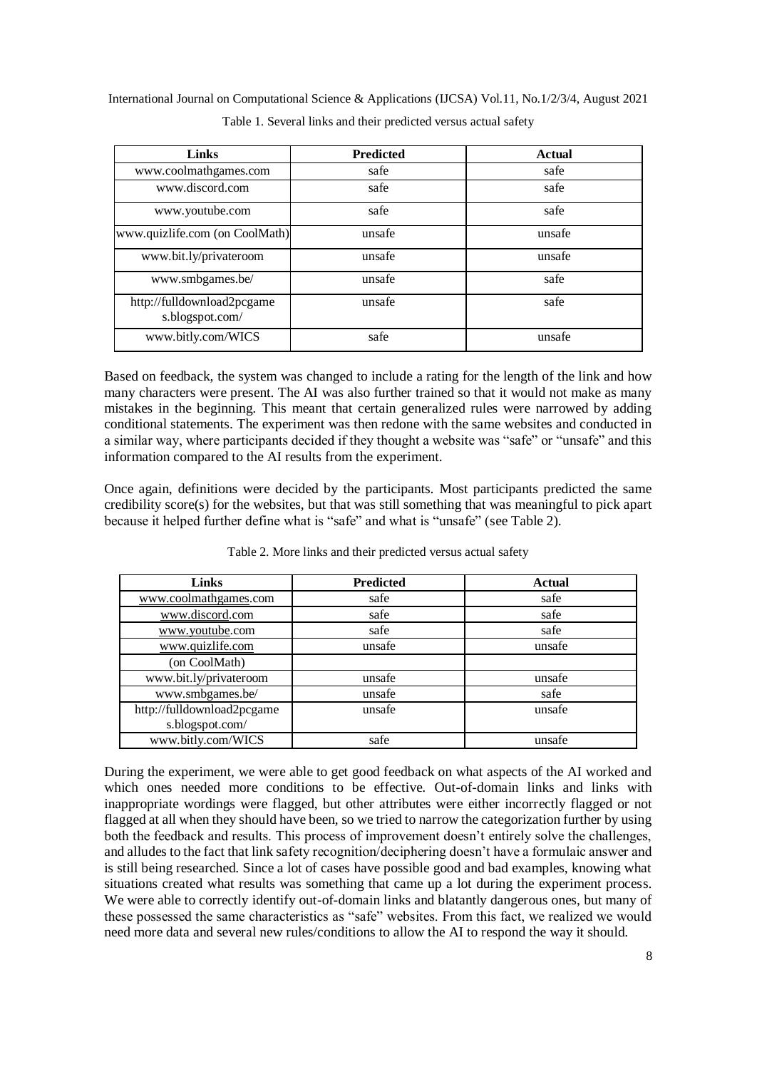Table 1. Several links and their predicted versus actual safety

| Links | Predicted | Actual |
| --- | --- | --- |
| www.coolmathgames.com | safe | safe |
| www.discord.com | safe | safe |
| www.youtube.com | safe | safe |
| www.quizlife.com (on CoolMath) | unsafe | unsafe |
| www.bit.ly/privateroom | unsafe | unsafe |
| www.smbgames.be/ | unsafe | safe |
| http://fulldownload2pcgame s.blogspot.com/ | unsafe | safe |
| www.bitly.com/WICS | safe | unsafe |

Based on feedback, the system was changed to include a rating for the length of the link and how many characters were present. The AI was also further trained so that it would not make as many mistakes in the beginning. This meant that certain generalized rules were narrowed by adding conditional statements. The experiment was then redone with the same websites and conducted in a similar way, where participants decided if they thought a website was "safe" or "unsafe" and this information compared to the AI results from the experiment.

Once again, definitions were decided by the participants. Most participants predicted the same credibility score(s) for the websites, but that was still something that was meaningful to pick apart because it helped further define what is "safe" and what is "unsafe" (see Table 2).

Table 2. More links and their predicted versus actual safety

| Links | Predicted | Actual |
| --- | --- | --- |
| www.coolmathgames.com | safe | safe |
| www.discord.com | safe | safe |
| www.youtube.com | safe | safe |
| www.quizlife.com | unsafe | unsafe |
| (on CoolMath) | | |
| www.bit.ly/privateroom | unsafe | unsafe |
| www.smbgames.be/ | unsafe | safe |
| http://fulldownload2pcgame s.blogspot.com/ | unsafe | unsafe |
| www.bitly.com/WICS | safe | unsafe |

During the experiment, we were able to get good feedback on what aspects of the AI worked and which ones needed more conditions to be effective. Out-of-domain links and links with inappropriate wordings were flagged, but other attributes were either incorrectly flagged or not flagged at all when they should have been, so we tried to narrow the categorization further by using both the feedback and results. This process of improvement doesn't entirely solve the challenges, and alludes to the fact that link safety recognition/deciphering doesn't have a formulaic answer and is still being researched. Since a lot of cases have possible good and bad examples, knowing what situations created what results was something that came up a lot during the experiment process. We were able to correctly identify out-of-domain links and blatantly dangerous ones, but many of these possessed the same characteristics as "safe" websites. From this fact, we realized we would need more data and several new rules/conditions to allow the AI to respond the way it should.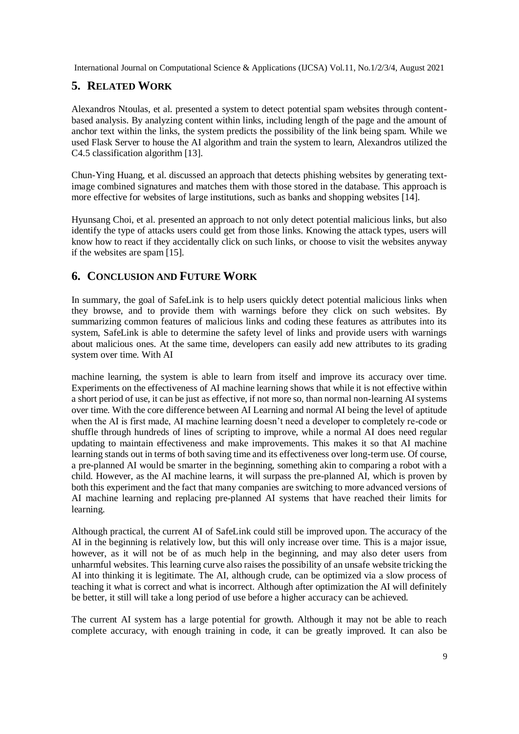## 5. RELATED WORK

Alexandros Ntoulas, et al. presented a system to detect potential spam websites through content-based analysis. By analyzing content within links, including length of the page and the amount of anchor text within the links, the system predicts the possibility of the link being spam. While we used Flask Server to house the AI algorithm and train the system to learn, Alexandros utilized the C4.5 classification algorithm [13].

Chun-Ying Huang, et al. discussed an approach that detects phishing websites by generating text-image combined signatures and matches them with those stored in the database. This approach is more effective for websites of large institutions, such as banks and shopping websites [14].

Hyunsang Choi, et al. presented an approach to not only detect potential malicious links, but also identify the type of attacks users could get from those links. Knowing the attack types, users will know how to react if they accidentally click on such links, or choose to visit the websites anyway if the websites are spam [15].

## 6. CONCLUSION AND FUTURE WORK

In summary, the goal of SafeLink is to help users quickly detect potential malicious links when they browse, and to provide them with warnings before they click on such websites. By summarizing common features of malicious links and coding these features as attributes into its system, SafeLink is able to determine the safety level of links and provide users with warnings about malicious ones. At the same time, developers can easily add new attributes to its grading system over time. With AI machine learning, the system is able to learn from itself and improve its accuracy over time. Experiments on the effectiveness of AI machine learning shows that while it is not effective within a short period of use, it can be just as effective, if not more so, than normal non-learning AI systems over time. With the core difference between AI Learning and normal AI being the level of aptitude when the AI is first made, AI machine learning doesn't need a developer to completely re-code or shuffle through hundreds of lines of scripting to improve, while a normal AI does need regular updating to maintain effectiveness and make improvements. This makes it so that AI machine learning stands out in terms of both saving time and its effectiveness over long-term use. Of course, a pre-planned AI would be smarter in the beginning, something akin to comparing a robot with a child. However, as the AI machine learns, it will surpass the pre-planned AI, which is proven by both this experiment and the fact that many companies are switching to more advanced versions of AI machine learning and replacing pre-planned AI systems that have reached their limits for learning.

Although practical, the current AI of SafeLink could still be improved upon. The accuracy of the AI in the beginning is relatively low, but this will only increase over time. This is a major issue, however, as it will not be of as much help in the beginning, and may also deter users from unharmful websites. This learning curve also raises the possibility of an unsafe website tricking the AI into thinking it is legitimate. The AI, although crude, can be optimized via a slow process of teaching it what is correct and what is incorrect. Although after optimization the AI will definitely be better, it still will take a long period of use before a higher accuracy can be achieved.

The current AI system has a large potential for growth. Although it may not be able to reach complete accuracy, with enough training in code, it can be greatly improved. It can also be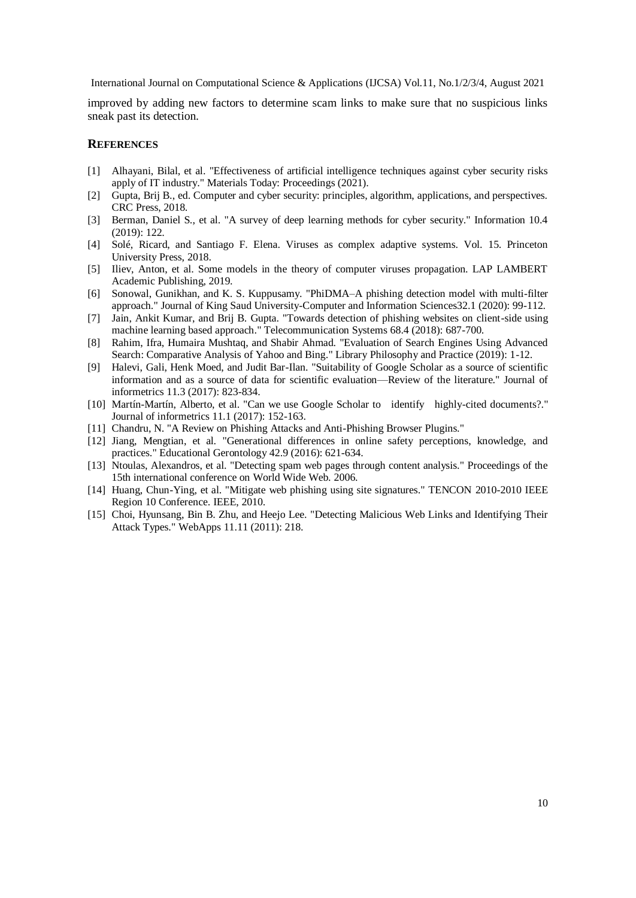improved by adding new factors to determine scam links to make sure that no suspicious links sneak past its detection.

## REFERENCES

[1] Alhayani, Bilal, et al. "Effectiveness of artificial intelligence techniques against cyber security risks apply of IT industry." Materials Today: Proceedings (2021).

[2] Gupta, Brij B., ed. Computer and cyber security: principles, algorithm, applications, and perspectives. CRC Press, 2018.

[3] Berman, Daniel S., et al. "A survey of deep learning methods for cyber security." Information 10.4 (2019): 122.

[4] Solé, Ricard, and Santiago F. Elena. Viruses as complex adaptive systems. Vol. 15. Princeton University Press, 2018.

[5] Iliev, Anton, et al. Some models in the theory of computer viruses propagation. LAP LAMBERT Academic Publishing, 2019.

[6] Sonowal, Gunikhan, and K. S. Kuppusamy. "PhiDMA–A phishing detection model with multi-filter approach." Journal of King Saud University-Computer and Information Sciences32.1 (2020): 99-112.

[7] Jain, Ankit Kumar, and Brij B. Gupta. "Towards detection of phishing websites on client-side using machine learning based approach." Telecommunication Systems 68.4 (2018): 687-700.

[8] Rahim, Ifra, Humaira Mushtaq, and Shabir Ahmad. "Evaluation of Search Engines Using Advanced Search: Comparative Analysis of Yahoo and Bing." Library Philosophy and Practice (2019): 1-12.

[9] Halevi, Gali, Henk Moed, and Judit Bar-Ilan. "Suitability of Google Scholar as a source of scientific information and as a source of data for scientific evaluation—Review of the literature." Journal of informetrics 11.3 (2017): 823-834.

[10] Martín-Martín, Alberto, et al. "Can we use Google Scholar to identify highly-cited documents?." Journal of informetrics 11.1 (2017): 152-163.

[11] Chandru, N. "A Review on Phishing Attacks and Anti-Phishing Browser Plugins."

[12] Jiang, Mengtian, et al. "Generational differences in online safety perceptions, knowledge, and practices." Educational Gerontology 42.9 (2016): 621-634.

[13] Ntoulas, Alexandros, et al. "Detecting spam web pages through content analysis." Proceedings of the 15th international conference on World Wide Web. 2006.

[14] Huang, Chun-Ying, et al. "Mitigate web phishing using site signatures." TENCON 2010-2010 IEEE Region 10 Conference. IEEE, 2010.

[15] Choi, Hyunsang, Bin B. Zhu, and Heejo Lee. "Detecting Malicious Web Links and Identifying Their Attack Types." WebApps 11.11 (2011): 218.